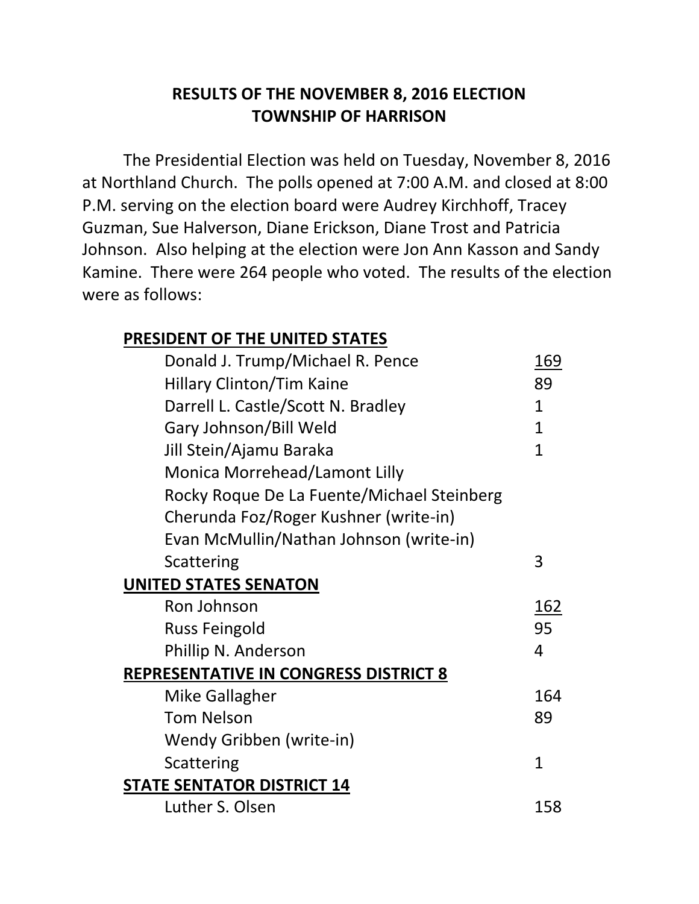# RESULTS OF THE NOVEMBER 8, 2016 ELECTION
# TOWNSHIP OF HARRISON

The Presidential Election was held on Tuesday, November 8, 2016 at Northland Church. The polls opened at 7:00 A.M. and closed at 8:00 P.M. serving on the election board were Audrey Kirchhoff, Tracey Guzman, Sue Halverson, Diane Erickson, Diane Trost and Patricia Johnson. Also helping at the election were Jon Ann Kasson and Sandy Kamine. There were 264 people who voted. The results of the election were as follows:

| Office / Candidate | Votes |
| --- | --- |
| **PRESIDENT OF THE UNITED STATES** | |
| Donald J. Trump/Michael R. Pence | 169 |
| Hillary Clinton/Tim Kaine | 89 |
| Darrell L. Castle/Scott N. Bradley | 1 |
| Gary Johnson/Bill Weld | 1 |
| Jill Stein/Ajamu Baraka | 1 |
| Monica Morrehead/Lamont Lilly | |
| Rocky Roque De La Fuente/Michael Steinberg | |
| Cherunda Foz/Roger Kushner (write-in) | |
| Evan McMullin/Nathan Johnson (write-in) | |
| Scattering | 3 |
| **UNITED STATES SENATON** | |
| Ron Johnson | 162 |
| Russ Feingold | 95 |
| Phillip N. Anderson | 4 |
| **REPRESENTATIVE IN CONGRESS DISTRICT 8** | |
| Mike Gallagher | 164 |
| Tom Nelson | 89 |
| Wendy Gribben (write-in) | |
| Scattering | 1 |
| **STATE SENTATOR DISTRICT 14** | |
| Luther S. Olsen | 158 |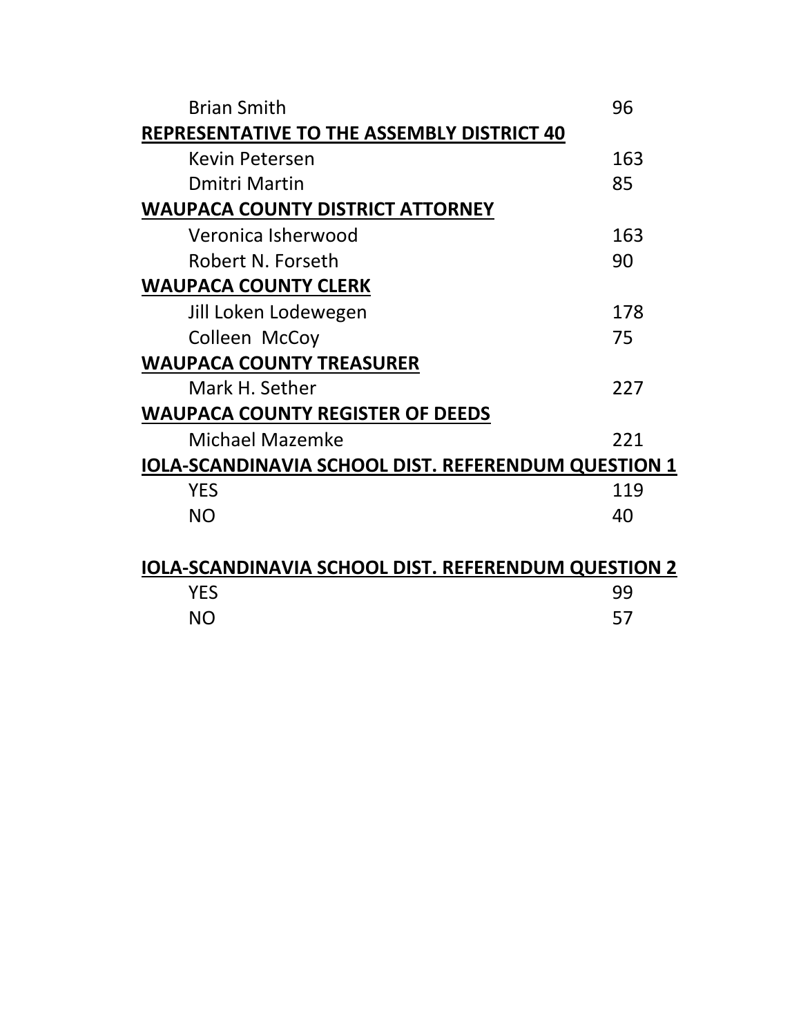| | |
|---|---|
| Brian Smith | 96 |
| **REPRESENTATIVE TO THE ASSEMBLY DISTRICT 40** | |
| Kevin Petersen | 163 |
| Dmitri Martin | 85 |
| **WAUPACA COUNTY DISTRICT ATTORNEY** | |
| Veronica Isherwood | 163 |
| Robert N. Forseth | 90 |
| **WAUPACA COUNTY CLERK** | |
| Jill Loken Lodewegen | 178 |
| Colleen McCoy | 75 |
| **WAUPACA COUNTY TREASURER** | |
| Mark H. Sether | 227 |
| **WAUPACA COUNTY REGISTER OF DEEDS** | |
| Michael Mazemke | 221 |
| **IOLA-SCANDINAVIA SCHOOL DIST. REFERENDUM QUESTION 1** | |
| YES | 119 |
| NO | 40 |
| **IOLA-SCANDINAVIA SCHOOL DIST. REFERENDUM QUESTION 2** | |
| YES | 99 |
| NO | 57 |